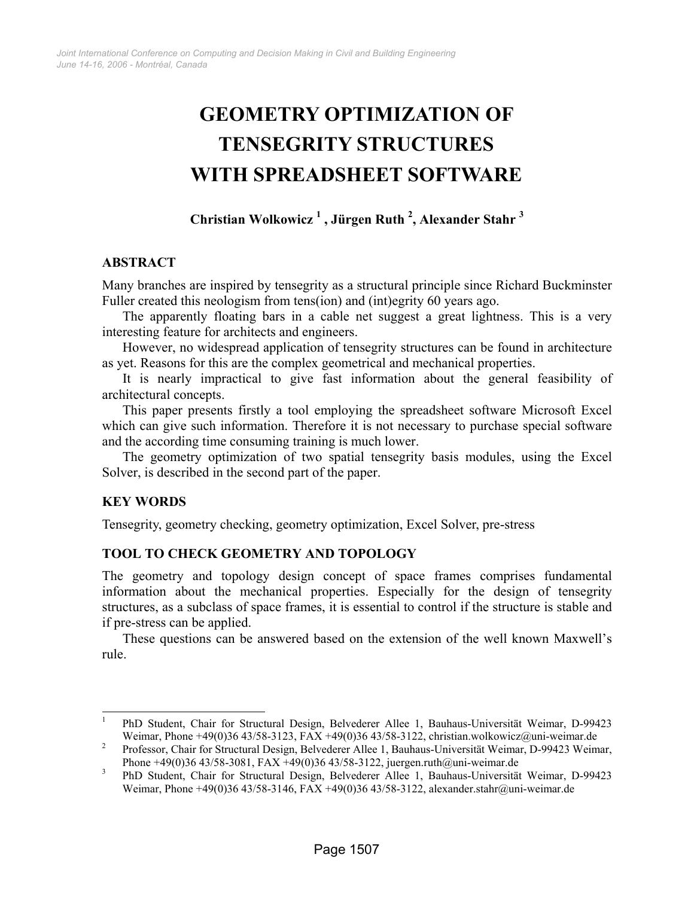# GEOMETRY OPTIMIZATION OF TENSEGRITY STRUCTURES WITH SPREADSHEET SOFTWARE

**Christian Wolkowicz [1] , Jürgen Ruth [2], Alexander Stahr [3]**

## ABSTRACT

Many branches are inspired by tensegrity as a structural principle since Richard Buckminster Fuller created this neologism from tens(ion) and (int)egrity 60 years ago.

The apparently floating bars in a cable net suggest a great lightness. This is a very interesting feature for architects and engineers.

However, no widespread application of tensegrity structures can be found in architecture as yet. Reasons for this are the complex geometrical and mechanical properties.

It is nearly impractical to give fast information about the general feasibility of architectural concepts.

This paper presents firstly a tool employing the spreadsheet software Microsoft Excel which can give such information. Therefore it is not necessary to purchase special software and the according time consuming training is much lower.

The geometry optimization of two spatial tensegrity basis modules, using the Excel Solver, is described in the second part of the paper.

## KEY WORDS

Tensegrity, geometry checking, geometry optimization, Excel Solver, pre-stress

## TOOL TO CHECK GEOMETRY AND TOPOLOGY

The geometry and topology design concept of space frames comprises fundamental information about the mechanical properties. Especially for the design of tensegrity structures, as a subclass of space frames, it is essential to control if the structure is stable and if pre-stress can be applied.

These questions can be answered based on the extension of the well known Maxwell's rule.

---

[1] PhD Student, Chair for Structural Design, Belvederer Allee 1, Bauhaus-Universität Weimar, D-99423 Weimar, Phone +49(0)36 43/58-3123, FAX +49(0)36 43/58-3122, christian.wolkowicz@uni-weimar.de

[2] Professor, Chair for Structural Design, Belvederer Allee 1, Bauhaus-Universität Weimar, D-99423 Weimar, Phone +49(0)36 43/58-3081, FAX +49(0)36 43/58-3122, juergen.ruth@uni-weimar.de

[3] PhD Student, Chair for Structural Design, Belvederer Allee 1, Bauhaus-Universität Weimar, D-99423 Weimar, Phone +49(0)36 43/58-3146, FAX +49(0)36 43/58-3122, alexander.stahr@uni-weimar.de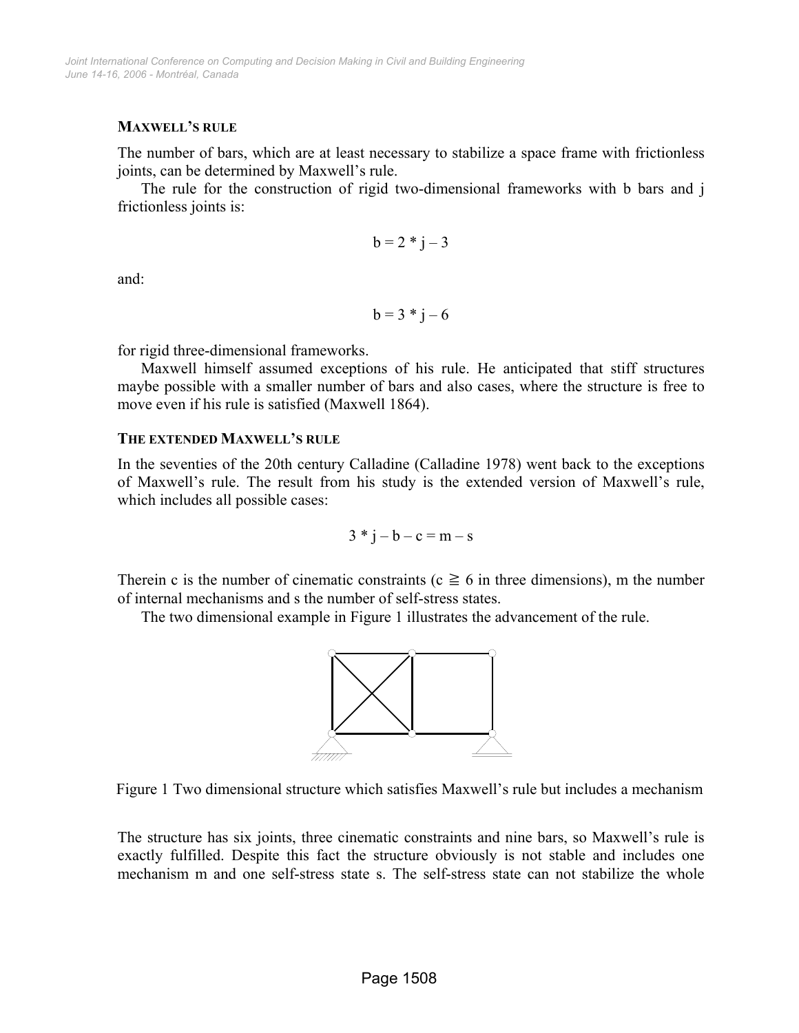### MAXWELL'S RULE

The number of bars, which are at least necessary to stabilize a space frame with frictionless joints, can be determined by Maxwell's rule.

The rule for the construction of rigid two-dimensional frameworks with b bars and j frictionless joints is:

$$b = 2 * j - 3$$

and:

$$b = 3 * j - 6$$

for rigid three-dimensional frameworks.

Maxwell himself assumed exceptions of his rule. He anticipated that stiff structures maybe possible with a smaller number of bars and also cases, where the structure is free to move even if his rule is satisfied (Maxwell 1864).

### THE EXTENDED MAXWELL'S RULE

In the seventies of the 20th century Calladine (Calladine 1978) went back to the exceptions of Maxwell's rule. The result from his study is the extended version of Maxwell's rule, which includes all possible cases:

$$3 * j - b - c = m - s$$

Therein c is the number of cinematic constraints ($c \geqq 6$ in three dimensions), m the number of internal mechanisms and s the number of self-stress states.

The two dimensional example in Figure 1 illustrates the advancement of the rule.

Figure 1 Two dimensional structure which satisfies Maxwell's rule but includes a mechanism

The structure has six joints, three cinematic constraints and nine bars, so Maxwell's rule is exactly fulfilled. Despite this fact the structure obviously is not stable and includes one mechanism m and one self-stress state s. The self-stress state can not stabilize the whole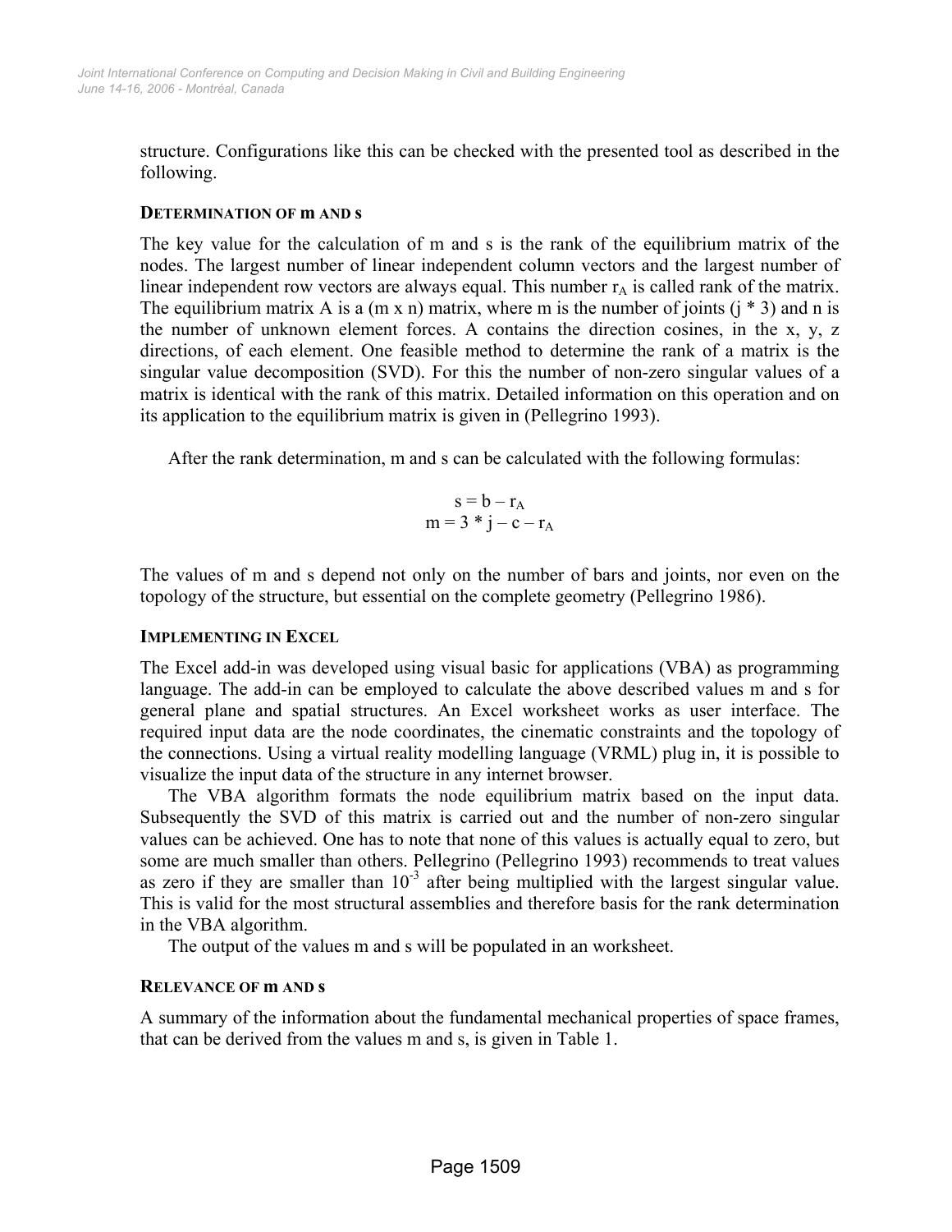structure. Configurations like this can be checked with the presented tool as described in the following.

### DETERMINATION OF m AND s

The key value for the calculation of m and s is the rank of the equilibrium matrix of the nodes. The largest number of linear independent column vectors and the largest number of linear independent row vectors are always equal. This number $r_A$ is called rank of the matrix. The equilibrium matrix A is a (m x n) matrix, where m is the number of joints (j * 3) and n is the number of unknown element forces. A contains the direction cosines, in the x, y, z directions, of each element. One feasible method to determine the rank of a matrix is the singular value decomposition (SVD). For this the number of non-zero singular values of a matrix is identical with the rank of this matrix. Detailed information on this operation and on its application to the equilibrium matrix is given in (Pellegrino 1993).

After the rank determination, m and s can be calculated with the following formulas:

$$s = b - r_A$$
$$m = 3 * j - c - r_A$$

The values of m and s depend not only on the number of bars and joints, nor even on the topology of the structure, but essential on the complete geometry (Pellegrino 1986).

### IMPLEMENTING IN EXCEL

The Excel add-in was developed using visual basic for applications (VBA) as programming language. The add-in can be employed to calculate the above described values m and s for general plane and spatial structures. An Excel worksheet works as user interface. The required input data are the node coordinates, the cinematic constraints and the topology of the connections. Using a virtual reality modelling language (VRML) plug in, it is possible to visualize the input data of the structure in any internet browser.

The VBA algorithm formats the node equilibrium matrix based on the input data. Subsequently the SVD of this matrix is carried out and the number of non-zero singular values can be achieved. One has to note that none of this values is actually equal to zero, but some are much smaller than others. Pellegrino (Pellegrino 1993) recommends to treat values as zero if they are smaller than $10^{-3}$ after being multiplied with the largest singular value. This is valid for the most structural assemblies and therefore basis for the rank determination in the VBA algorithm.

The output of the values m and s will be populated in an worksheet.

### RELEVANCE OF m AND s

A summary of the information about the fundamental mechanical properties of space frames, that can be derived from the values m and s, is given in Table 1.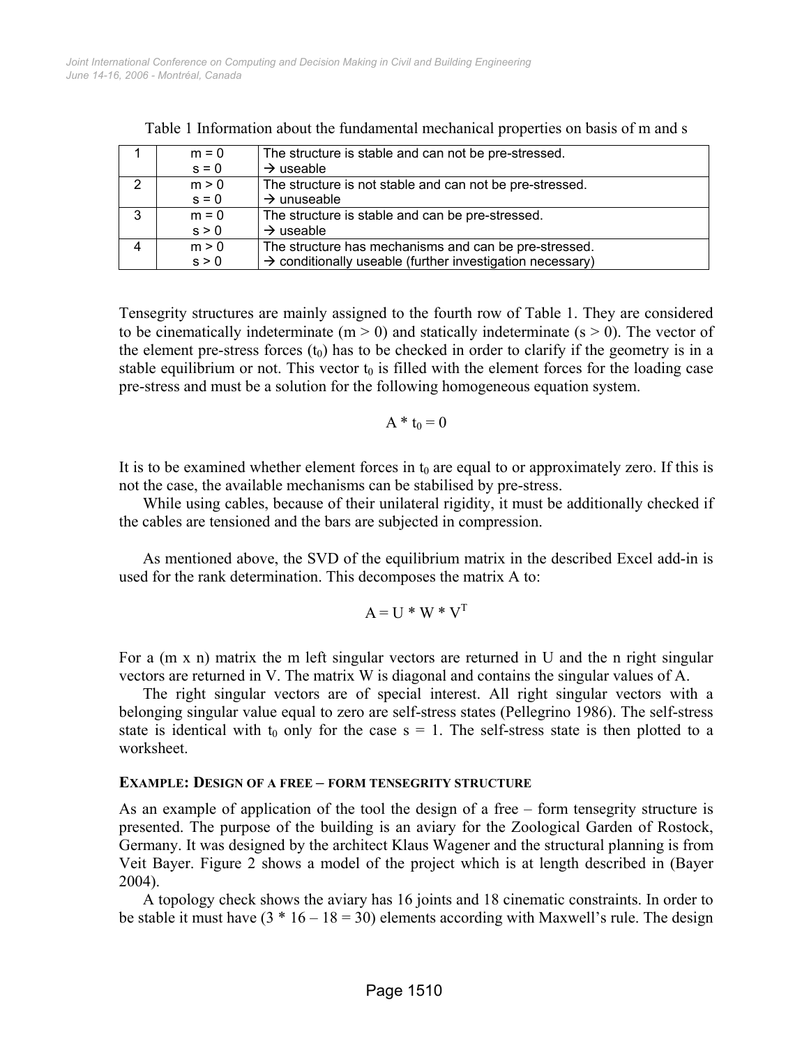Table 1 Information about the fundamental mechanical properties on basis of m and s

| | | |
|---|---|---|
| 1 | $m = 0$<br>$s = 0$ | The structure is stable and can not be pre-stressed.<br>→ useable |
| 2 | $m > 0$<br>$s = 0$ | The structure is not stable and can not be pre-stressed.<br>→ unuseable |
| 3 | $m = 0$<br>$s > 0$ | The structure is stable and can be pre-stressed.<br>→ useable |
| 4 | $m > 0$<br>$s > 0$ | The structure has mechanisms and can be pre-stressed.<br>→ conditionally useable (further investigation necessary) |

Tensegrity structures are mainly assigned to the fourth row of Table 1. They are considered to be cinematically indeterminate ($m > 0$) and statically indeterminate ($s > 0$). The vector of the element pre-stress forces ($t_0$) has to be checked in order to clarify if the geometry is in a stable equilibrium or not. This vector $t_0$ is filled with the element forces for the loading case pre-stress and must be a solution for the following homogeneous equation system.

$$A * t_0 = 0$$

It is to be examined whether element forces in $t_0$ are equal to or approximately zero. If this is not the case, the available mechanisms can be stabilised by pre-stress.

While using cables, because of their unilateral rigidity, it must be additionally checked if the cables are tensioned and the bars are subjected in compression.

As mentioned above, the SVD of the equilibrium matrix in the described Excel add-in is used for the rank determination. This decomposes the matrix A to:

$$A = U * W * V^T$$

For a (m x n) matrix the m left singular vectors are returned in U and the n right singular vectors are returned in V. The matrix W is diagonal and contains the singular values of A.

The right singular vectors are of special interest. All right singular vectors with a belonging singular value equal to zero are self-stress states (Pellegrino 1986). The self-stress state is identical with $t_0$ only for the case $s = 1$. The self-stress state is then plotted to a worksheet.

### EXAMPLE: DESIGN OF A FREE – FORM TENSEGRITY STRUCTURE

As an example of application of the tool the design of a free – form tensegrity structure is presented. The purpose of the building is an aviary for the Zoological Garden of Rostock, Germany. It was designed by the architect Klaus Wagener and the structural planning is from Veit Bayer. Figure 2 shows a model of the project which is at length described in (Bayer 2004).

A topology check shows the aviary has 16 joints and 18 cinematic constraints. In order to be stable it must have ($3 * 16 – 18 = 30$) elements according with Maxwell's rule. The design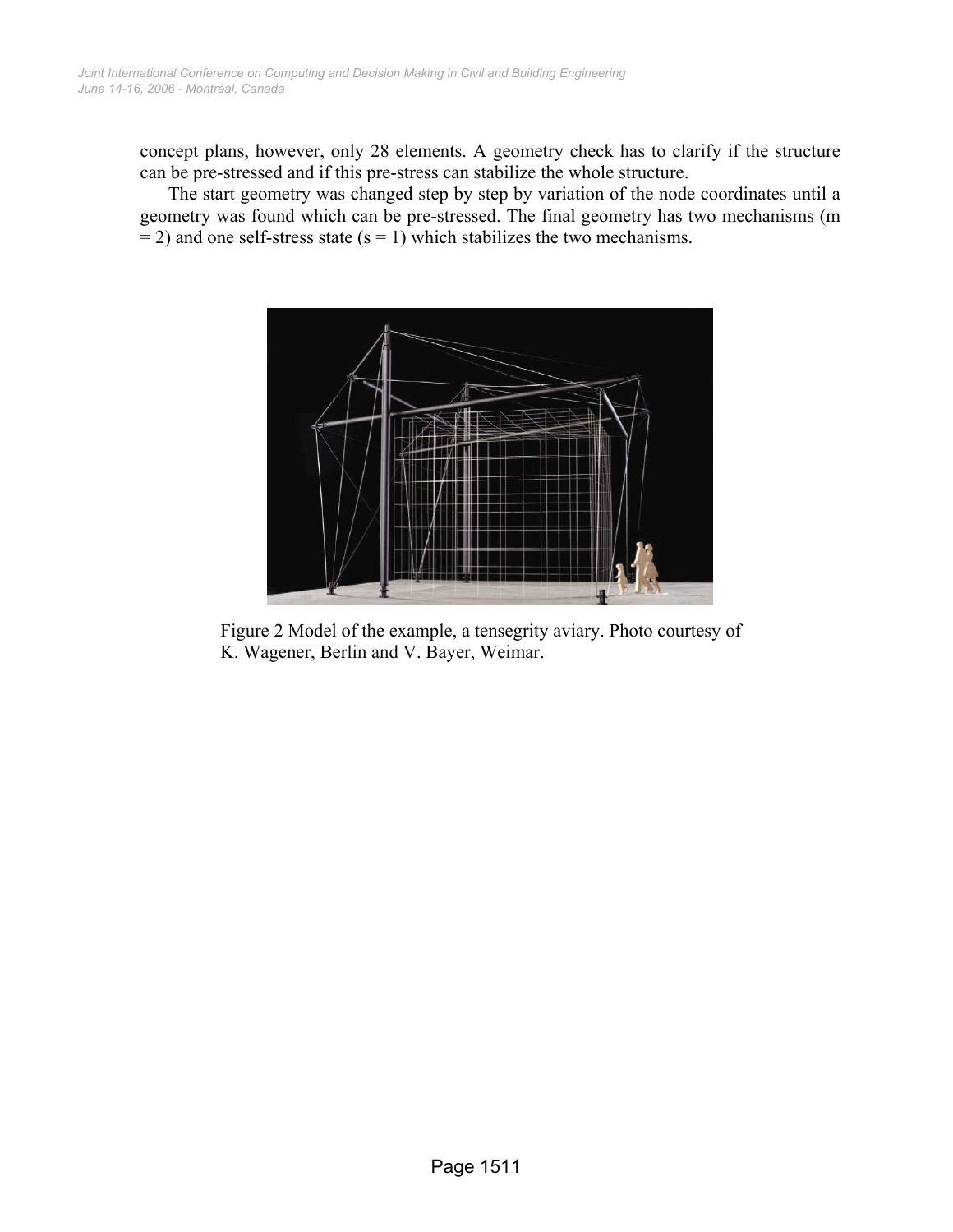concept plans, however, only 28 elements. A geometry check has to clarify if the structure can be pre-stressed and if this pre-stress can stabilize the whole structure.

The start geometry was changed step by step by variation of the node coordinates until a geometry was found which can be pre-stressed. The final geometry has two mechanisms ($m = 2$) and one self-stress state ($s = 1$) which stabilizes the two mechanisms.

Figure 2 Model of the example, a tensegrity aviary. Photo courtesy of K. Wagener, Berlin and V. Bayer, Weimar.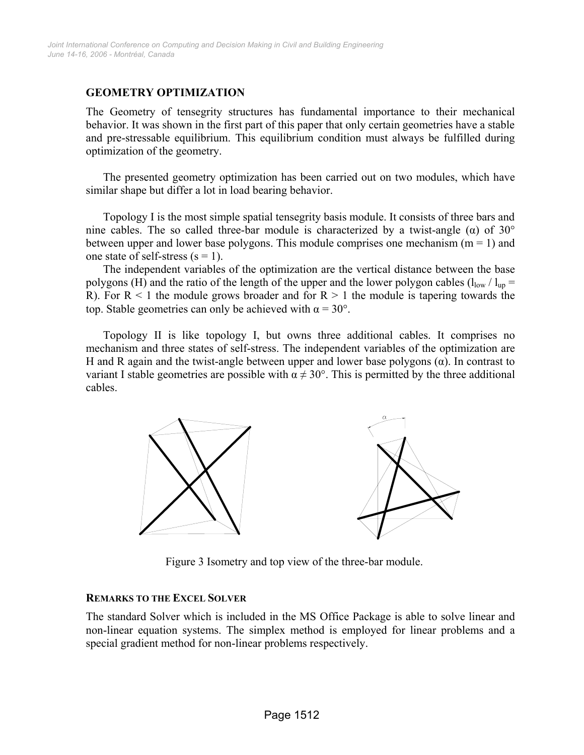## GEOMETRY OPTIMIZATION

The Geometry of tensegrity structures has fundamental importance to their mechanical behavior. It was shown in the first part of this paper that only certain geometries have a stable and pre-stressable equilibrium. This equilibrium condition must always be fulfilled during optimization of the geometry.

The presented geometry optimization has been carried out on two modules, which have similar shape but differ a lot in load bearing behavior.

Topology I is the most simple spatial tensegrity basis module. It consists of three bars and nine cables. The so called three-bar module is characterized by a twist-angle ($\alpha$) of 30° between upper and lower base polygons. This module comprises one mechanism ($m = 1$) and one state of self-stress ($s = 1$).

The independent variables of the optimization are the vertical distance between the base polygons (H) and the ratio of the length of the upper and the lower polygon cables ($l_{low} / l_{up} = R$). For $R < 1$ the module grows broader and for $R > 1$ the module is tapering towards the top. Stable geometries can only be achieved with $\alpha = 30°$.

Topology II is like topology I, but owns three additional cables. It comprises no mechanism and three states of self-stress. The independent variables of the optimization are H and R again and the twist-angle between upper and lower base polygons ($\alpha$). In contrast to variant I stable geometries are possible with $\alpha \neq 30°$. This is permitted by the three additional cables.

α

Figure 3 Isometry and top view of the three-bar module.

### REMARKS TO THE EXCEL SOLVER

The standard Solver which is included in the MS Office Package is able to solve linear and non-linear equation systems. The simplex method is employed for linear problems and a special gradient method for non-linear problems respectively.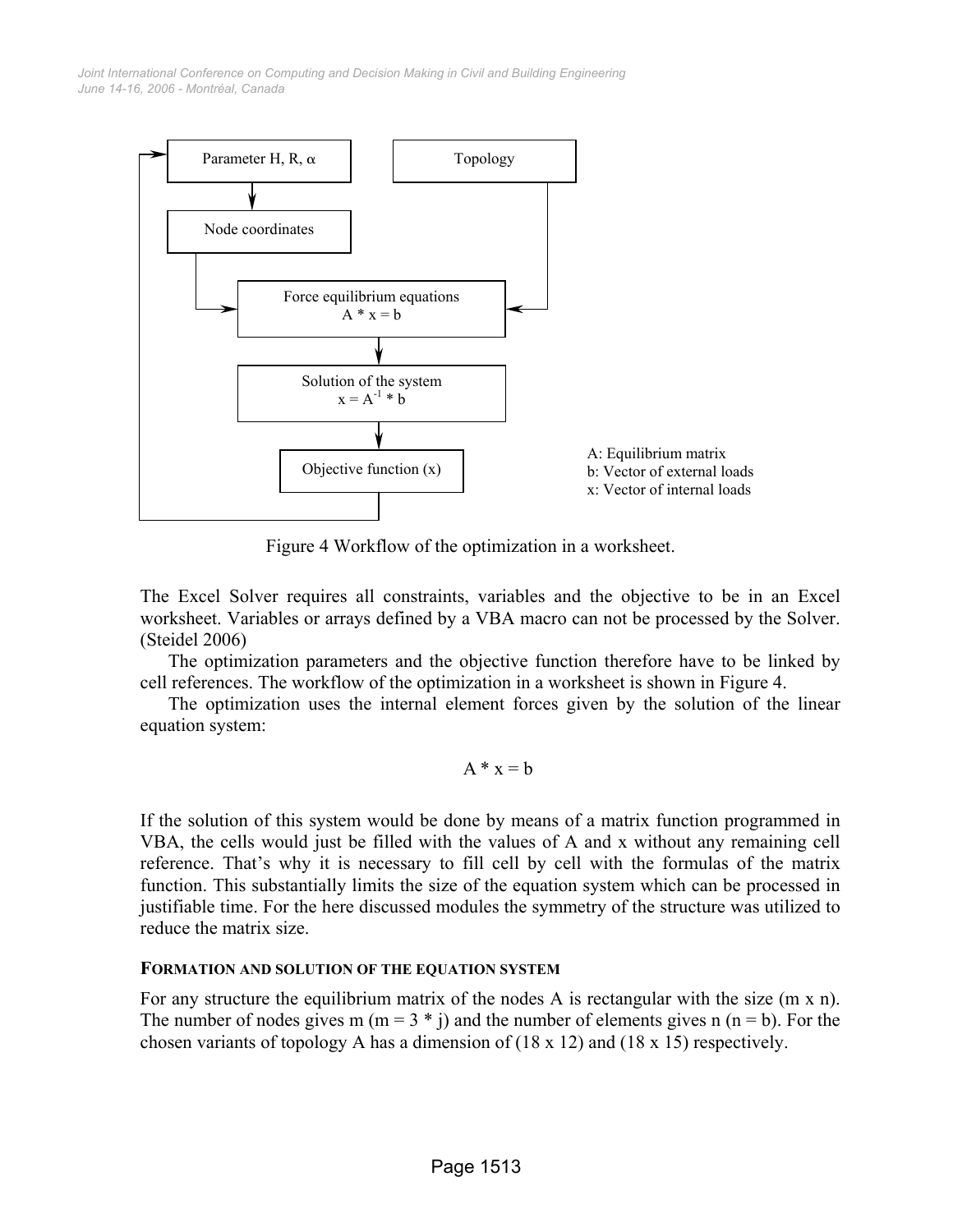Parameter H, R, α

Topology

Node coordinates

Force equilibrium equations
A * x = b

Solution of the system
$x = A^{-1} * b$

Objective function (x)

A: Equilibrium matrix
b: Vector of external loads
x: Vector of internal loads

Figure 4 Workflow of the optimization in a worksheet.

The Excel Solver requires all constraints, variables and the objective to be in an Excel worksheet. Variables or arrays defined by a VBA macro can not be processed by the Solver. (Steidel 2006)

The optimization parameters and the objective function therefore have to be linked by cell references. The workflow of the optimization in a worksheet is shown in Figure 4.

The optimization uses the internal element forces given by the solution of the linear equation system:

$$A * x = b$$

If the solution of this system would be done by means of a matrix function programmed in VBA, the cells would just be filled with the values of A and x without any remaining cell reference. That's why it is necessary to fill cell by cell with the formulas of the matrix function. This substantially limits the size of the equation system which can be processed in justifiable time. For the here discussed modules the symmetry of the structure was utilized to reduce the matrix size.

#### FORMATION AND SOLUTION OF THE EQUATION SYSTEM

For any structure the equilibrium matrix of the nodes A is rectangular with the size (m x n). The number of nodes gives m ($m = 3 * j$) and the number of elements gives n ($n = b$). For the chosen variants of topology A has a dimension of (18 x 12) and (18 x 15) respectively.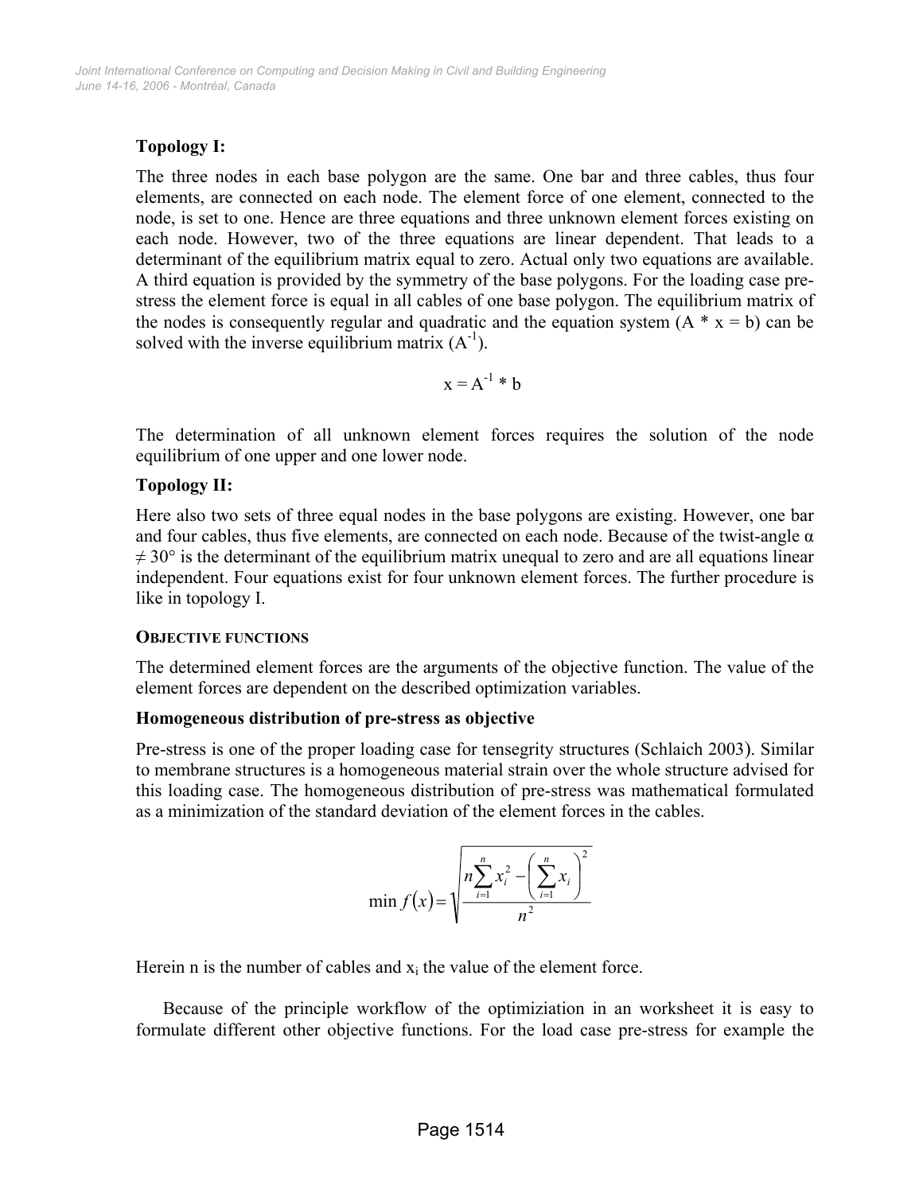**Topology I:**

The three nodes in each base polygon are the same. One bar and three cables, thus four elements, are connected on each node. The element force of one element, connected to the node, is set to one. Hence are three equations and three unknown element forces existing on each node. However, two of the three equations are linear dependent. That leads to a determinant of the equilibrium matrix equal to zero. Actual only two equations are available. A third equation is provided by the symmetry of the base polygons. For the loading case pre-stress the element force is equal in all cables of one base polygon. The equilibrium matrix of the nodes is consequently regular and quadratic and the equation system (A * x = b) can be solved with the inverse equilibrium matrix ($A^{-1}$).

$$x = A^{-1} * b$$

The determination of all unknown element forces requires the solution of the node equilibrium of one upper and one lower node.

**Topology II:**

Here also two sets of three equal nodes in the base polygons are existing. However, one bar and four cables, thus five elements, are connected on each node. Because of the twist-angle $\alpha \neq 30°$ is the determinant of the equilibrium matrix unequal to zero and are all equations linear independent. Four equations exist for four unknown element forces. The further procedure is like in topology I.

### OBJECTIVE FUNCTIONS

The determined element forces are the arguments of the objective function. The value of the element forces are dependent on the described optimization variables.

**Homogeneous distribution of pre-stress as objective**

Pre-stress is one of the proper loading case for tensegrity structures (Schlaich 2003). Similar to membrane structures is a homogeneous material strain over the whole structure advised for this loading case. The homogeneous distribution of pre-stress was mathematical formulated as a minimization of the standard deviation of the element forces in the cables.

$$\min f(x) = \sqrt{\frac{n\sum_{i=1}^{n} x_i^2 - \left(\sum_{i=1}^{n} x_i\right)^2}{n^2}}$$

Herein n is the number of cables and $x_i$ the value of the element force.

Because of the principle workflow of the optimiziation in an worksheet it is easy to formulate different other objective functions. For the load case pre-stress for example the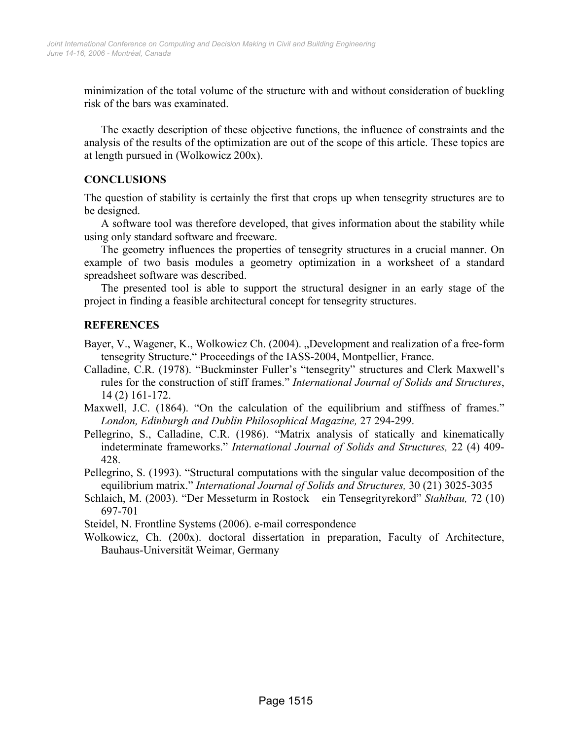minimization of the total volume of the structure with and without consideration of buckling risk of the bars was examinated.

The exactly description of these objective functions, the influence of constraints and the analysis of the results of the optimization are out of the scope of this article. These topics are at length pursued in (Wolkowicz 200x).

## CONCLUSIONS

The question of stability is certainly the first that crops up when tensegrity structures are to be designed.

A software tool was therefore developed, that gives information about the stability while using only standard software and freeware.

The geometry influences the properties of tensegrity structures in a crucial manner. On example of two basis modules a geometry optimization in a worksheet of a standard spreadsheet software was described.

The presented tool is able to support the structural designer in an early stage of the project in finding a feasible architectural concept for tensegrity structures.

## REFERENCES

Bayer, V., Wagener, K., Wolkowicz Ch. (2004). „Development and realization of a free-form tensegrity Structure." Proceedings of the IASS-2004, Montpellier, France.

Calladine, C.R. (1978). "Buckminster Fuller's "tensegrity" structures and Clerk Maxwell's rules for the construction of stiff frames." *International Journal of Solids and Structures*, 14 (2) 161-172.

Maxwell, J.C. (1864). "On the calculation of the equilibrium and stiffness of frames." *London, Edinburgh and Dublin Philosophical Magazine,* 27 294-299.

Pellegrino, S., Calladine, C.R. (1986). "Matrix analysis of statically and kinematically indeterminate frameworks." *International Journal of Solids and Structures,* 22 (4) 409-428.

Pellegrino, S. (1993). "Structural computations with the singular value decomposition of the equilibrium matrix." *International Journal of Solids and Structures,* 30 (21) 3025-3035

Schlaich, M. (2003). "Der Messeturm in Rostock – ein Tensegrityrekord" *Stahlbau,* 72 (10) 697-701

Steidel, N. Frontline Systems (2006). e-mail correspondence

Wolkowicz, Ch. (200x). doctoral dissertation in preparation, Faculty of Architecture, Bauhaus-Universität Weimar, Germany